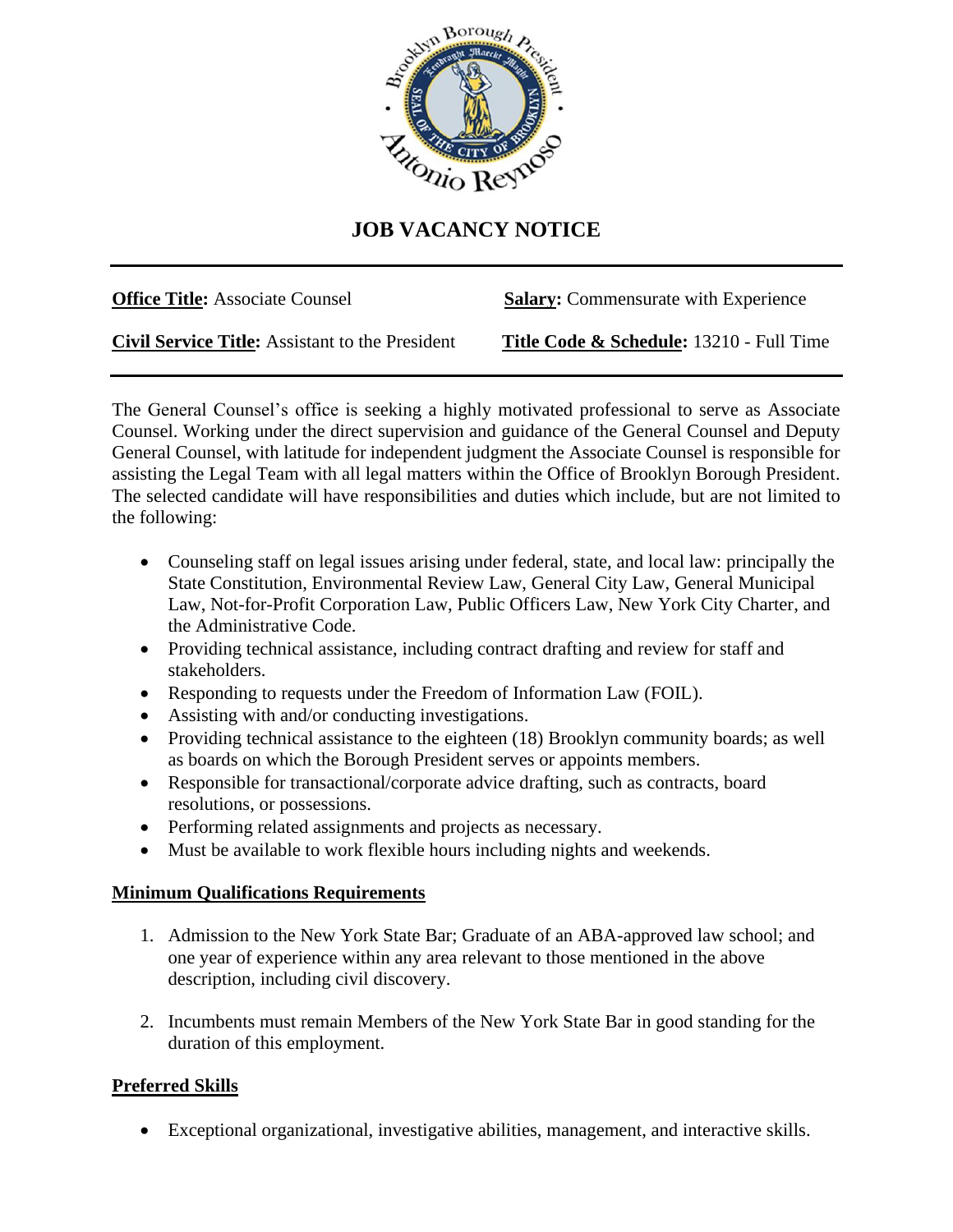# JOB VACANCY NOTICE

| | |
|---|---|
| **Office Title:** Associate Counsel | **Salary:** Commensurate with Experience |
| **Civil Service Title:** Assistant to the President | **Title Code & Schedule:** 13210 - Full Time |

The General Counsel's office is seeking a highly motivated professional to serve as Associate Counsel. Working under the direct supervision and guidance of the General Counsel and Deputy General Counsel, with latitude for independent judgment the Associate Counsel is responsible for assisting the Legal Team with all legal matters within the Office of Brooklyn Borough President. The selected candidate will have responsibilities and duties which include, but are not limited to the following:

- Counseling staff on legal issues arising under federal, state, and local law: principally the State Constitution, Environmental Review Law, General City Law, General Municipal Law, Not-for-Profit Corporation Law, Public Officers Law, New York City Charter, and the Administrative Code.
- Providing technical assistance, including contract drafting and review for staff and stakeholders.
- Responding to requests under the Freedom of Information Law (FOIL).
- Assisting with and/or conducting investigations.
- Providing technical assistance to the eighteen (18) Brooklyn community boards; as well as boards on which the Borough President serves or appoints members.
- Responsible for transactional/corporate advice drafting, such as contracts, board resolutions, or possessions.
- Performing related assignments and projects as necessary.
- Must be available to work flexible hours including nights and weekends.

## Minimum Qualifications Requirements

1. Admission to the New York State Bar; Graduate of an ABA-approved law school; and one year of experience within any area relevant to those mentioned in the above description, including civil discovery.

2. Incumbents must remain Members of the New York State Bar in good standing for the duration of this employment.

## Preferred Skills

- Exceptional organizational, investigative abilities, management, and interactive skills.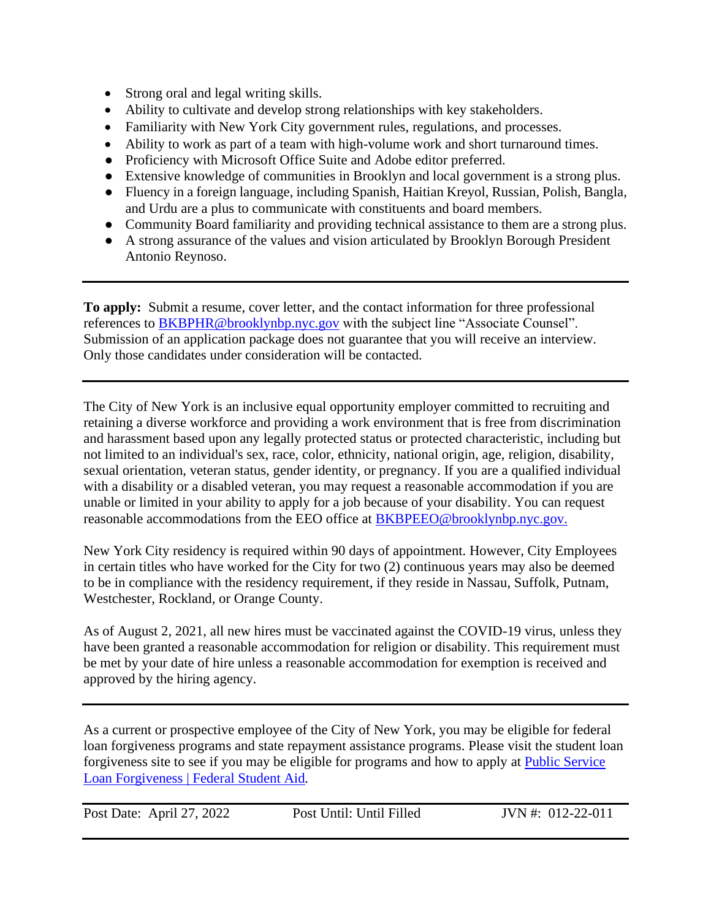- Strong oral and legal writing skills.
- Ability to cultivate and develop strong relationships with key stakeholders.
- Familiarity with New York City government rules, regulations, and processes.
- Ability to work as part of a team with high-volume work and short turnaround times.
- Proficiency with Microsoft Office Suite and Adobe editor preferred.
- Extensive knowledge of communities in Brooklyn and local government is a strong plus.
- Fluency in a foreign language, including Spanish, Haitian Kreyol, Russian, Polish, Bangla, and Urdu are a plus to communicate with constituents and board members.
- Community Board familiarity and providing technical assistance to them are a strong plus.
- A strong assurance of the values and vision articulated by Brooklyn Borough President Antonio Reynoso.

---

**To apply:** Submit a resume, cover letter, and the contact information for three professional references to BKBPHR@brooklynbp.nyc.gov with the subject line "Associate Counsel". Submission of an application package does not guarantee that you will receive an interview. Only those candidates under consideration will be contacted.

---

The City of New York is an inclusive equal opportunity employer committed to recruiting and retaining a diverse workforce and providing a work environment that is free from discrimination and harassment based upon any legally protected status or protected characteristic, including but not limited to an individual's sex, race, color, ethnicity, national origin, age, religion, disability, sexual orientation, veteran status, gender identity, or pregnancy. If you are a qualified individual with a disability or a disabled veteran, you may request a reasonable accommodation if you are unable or limited in your ability to apply for a job because of your disability. You can request reasonable accommodations from the EEO office at BKBPEEO@brooklynbp.nyc.gov.

New York City residency is required within 90 days of appointment. However, City Employees in certain titles who have worked for the City for two (2) continuous years may also be deemed to be in compliance with the residency requirement, if they reside in Nassau, Suffolk, Putnam, Westchester, Rockland, or Orange County.

As of August 2, 2021, all new hires must be vaccinated against the COVID-19 virus, unless they have been granted a reasonable accommodation for religion or disability. This requirement must be met by your date of hire unless a reasonable accommodation for exemption is received and approved by the hiring agency.

---

As a current or prospective employee of the City of New York, you may be eligible for federal loan forgiveness programs and state repayment assistance programs. Please visit the student loan forgiveness site to see if you may be eligible for programs and how to apply at Public Service Loan Forgiveness | Federal Student Aid.

---

| | | |
|---|---|---|
| Post Date: April 27, 2022 | Post Until: Until Filled | JVN #: 012-22-011 |